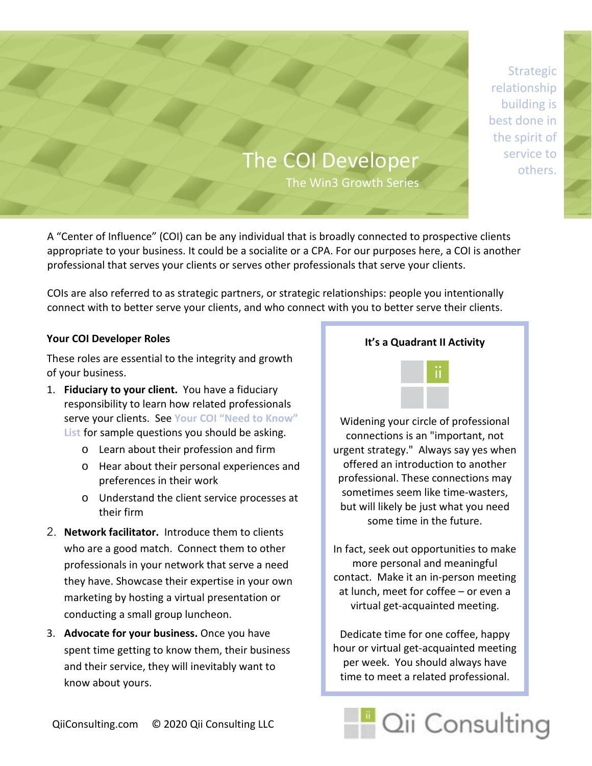# The COI Developer

## The Win3 Growth Series

Strategic relationship building is best done in the spirit of service to others.

A "Center of Influence" (COI) can be any individual that is broadly connected to prospective clients appropriate to your business. It could be a socialite or a CPA. For our purposes here, a COI is another professional that serves your clients or serves other professionals that serve your clients.

COIs are also referred to as strategic partners, or strategic relationships: people you intentionally connect with to better serve your clients, and who connect with you to better serve their clients.

**Your COI Developer Roles**

These roles are essential to the integrity and growth of your business.

1. **Fiduciary to your client.** You have a fiduciary responsibility to learn how related professionals serve your clients. See Your COI "Need to Know" List for sample questions you should be asking.
   - Learn about their profession and firm
   - Hear about their personal experiences and preferences in their work
   - Understand the client service processes at their firm
2. **Network facilitator.** Introduce them to clients who are a good match. Connect them to other professionals in your network that serve a need they have. Showcase their expertise in your own marketing by hosting a virtual presentation or conducting a small group luncheon.
3. **Advocate for your business.** Once you have spent time getting to know them, their business and their service, they will inevitably want to know about yours.

**It's a Quadrant II Activity**

ii

Widening your circle of professional connections is an "important, not urgent strategy." Always say yes when offered an introduction to another professional. These connections may sometimes seem like time-wasters, but will likely be just what you need some time in the future.

In fact, seek out opportunities to make more personal and meaningful contact. Make it an in-person meeting at lunch, meet for coffee – or even a virtual get-acquainted meeting.

Dedicate time for one coffee, happy hour or virtual get-acquainted meeting per week. You should always have time to meet a related professional.

QiiConsulting.com © 2020 Qii Consulting LLC

Qii Consulting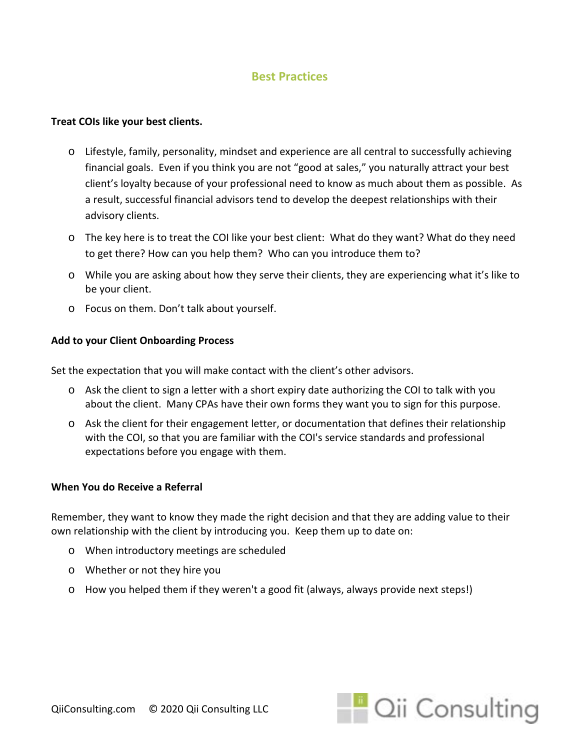## Best Practices

**Treat COIs like your best clients.**

- Lifestyle, family, personality, mindset and experience are all central to successfully achieving financial goals. Even if you think you are not "good at sales," you naturally attract your best client's loyalty because of your professional need to know as much about them as possible. As a result, successful financial advisors tend to develop the deepest relationships with their advisory clients.
- The key here is to treat the COI like your best client: What do they want? What do they need to get there? How can you help them? Who can you introduce them to?
- While you are asking about how they serve their clients, they are experiencing what it's like to be your client.
- Focus on them. Don't talk about yourself.

**Add to your Client Onboarding Process**

Set the expectation that you will make contact with the client's other advisors.

- Ask the client to sign a letter with a short expiry date authorizing the COI to talk with you about the client. Many CPAs have their own forms they want you to sign for this purpose.
- Ask the client for their engagement letter, or documentation that defines their relationship with the COI, so that you are familiar with the COI's service standards and professional expectations before you engage with them.

**When You do Receive a Referral**

Remember, they want to know they made the right decision and that they are adding value to their own relationship with the client by introducing you. Keep them up to date on:

- When introductory meetings are scheduled
- Whether or not they hire you
- How you helped them if they weren't a good fit (always, always provide next steps!)

QiiConsulting.com © 2020 Qii Consulting LLC